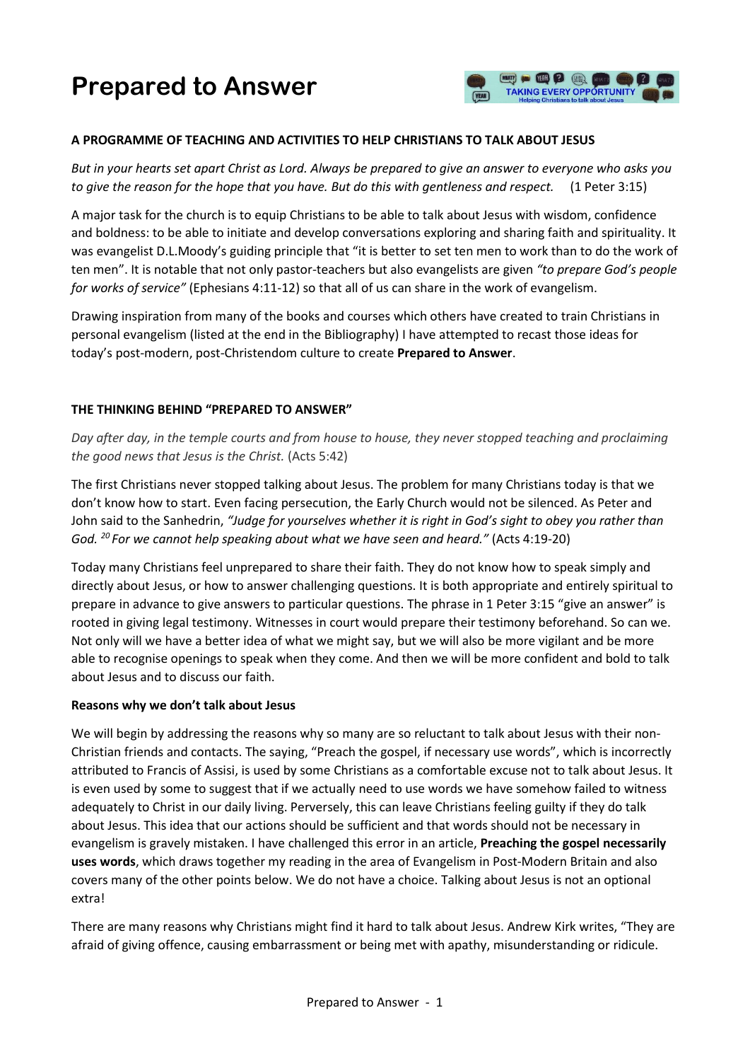# Prepared to Answer

**A PROGRAMME OF TEACHING AND ACTIVITIES TO HELP CHRISTIANS TO TALK ABOUT JESUS**

*But in your hearts set apart Christ as Lord. Always be prepared to give an answer to everyone who asks you to give the reason for the hope that you have. But do this with gentleness and respect.* (1 Peter 3:15)

A major task for the church is to equip Christians to be able to talk about Jesus with wisdom, confidence and boldness: to be able to initiate and develop conversations exploring and sharing faith and spirituality. It was evangelist D.L.Moody's guiding principle that "it is better to set ten men to work than to do the work of ten men". It is notable that not only pastor-teachers but also evangelists are given *"to prepare God's people for works of service"* (Ephesians 4:11-12) so that all of us can share in the work of evangelism.

Drawing inspiration from many of the books and courses which others have created to train Christians in personal evangelism (listed at the end in the Bibliography) I have attempted to recast those ideas for today's post-modern, post-Christendom culture to create **Prepared to Answer**.

**THE THINKING BEHIND "PREPARED TO ANSWER"**

*Day after day, in the temple courts and from house to house, they never stopped teaching and proclaiming the good news that Jesus is the Christ.* (Acts 5:42)

The first Christians never stopped talking about Jesus. The problem for many Christians today is that we don't know how to start. Even facing persecution, the Early Church would not be silenced. As Peter and John said to the Sanhedrin, *"Judge for yourselves whether it is right in God's sight to obey you rather than God. [20] For we cannot help speaking about what we have seen and heard."* (Acts 4:19-20)

Today many Christians feel unprepared to share their faith. They do not know how to speak simply and directly about Jesus, or how to answer challenging questions. It is both appropriate and entirely spiritual to prepare in advance to give answers to particular questions. The phrase in 1 Peter 3:15 "give an answer" is rooted in giving legal testimony. Witnesses in court would prepare their testimony beforehand. So can we. Not only will we have a better idea of what we might say, but we will also be more vigilant and be more able to recognise openings to speak when they come. And then we will be more confident and bold to talk about Jesus and to discuss our faith.

**Reasons why we don't talk about Jesus**

We will begin by addressing the reasons why so many are so reluctant to talk about Jesus with their non-Christian friends and contacts. The saying, "Preach the gospel, if necessary use words", which is incorrectly attributed to Francis of Assisi, is used by some Christians as a comfortable excuse not to talk about Jesus. It is even used by some to suggest that if we actually need to use words we have somehow failed to witness adequately to Christ in our daily living. Perversely, this can leave Christians feeling guilty if they do talk about Jesus. This idea that our actions should be sufficient and that words should not be necessary in evangelism is gravely mistaken. I have challenged this error in an article, **Preaching the gospel necessarily uses words**, which draws together my reading in the area of Evangelism in Post-Modern Britain and also covers many of the other points below. We do not have a choice. Talking about Jesus is not an optional extra!

There are many reasons why Christians might find it hard to talk about Jesus. Andrew Kirk writes, "They are afraid of giving offence, causing embarrassment or being met with apathy, misunderstanding or ridicule.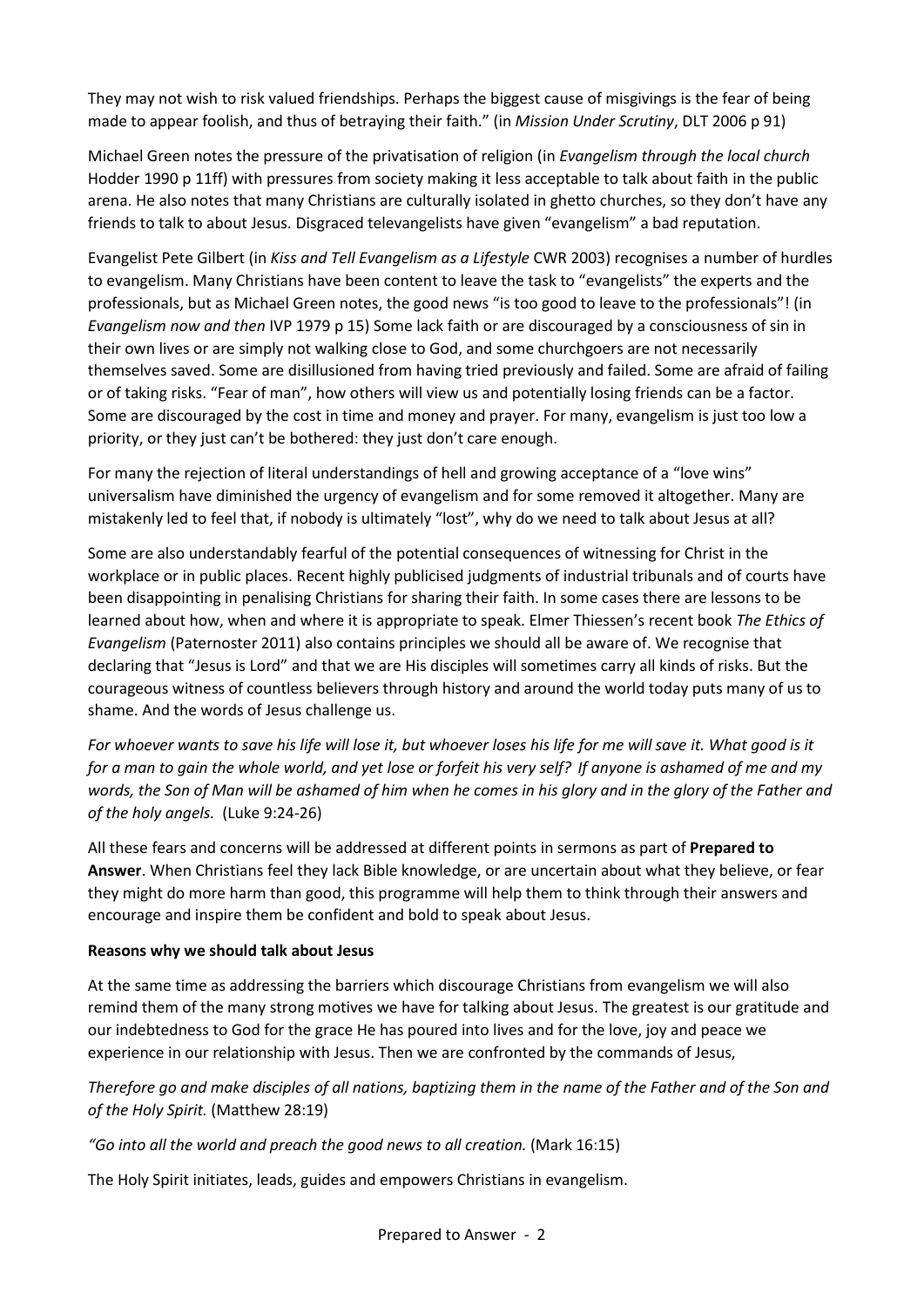They may not wish to risk valued friendships. Perhaps the biggest cause of misgivings is the fear of being made to appear foolish, and thus of betraying their faith." (in *Mission Under Scrutiny*, DLT 2006 p 91)

Michael Green notes the pressure of the privatisation of religion (in *Evangelism through the local church* Hodder 1990 p 11ff) with pressures from society making it less acceptable to talk about faith in the public arena. He also notes that many Christians are culturally isolated in ghetto churches, so they don't have any friends to talk to about Jesus. Disgraced televangelists have given "evangelism" a bad reputation.

Evangelist Pete Gilbert (in *Kiss and Tell Evangelism as a Lifestyle* CWR 2003) recognises a number of hurdles to evangelism. Many Christians have been content to leave the task to "evangelists" the experts and the professionals, but as Michael Green notes, the good news "is too good to leave to the professionals"! (in *Evangelism now and then* IVP 1979 p 15) Some lack faith or are discouraged by a consciousness of sin in their own lives or are simply not walking close to God, and some churchgoers are not necessarily themselves saved. Some are disillusioned from having tried previously and failed. Some are afraid of failing or of taking risks. "Fear of man", how others will view us and potentially losing friends can be a factor. Some are discouraged by the cost in time and money and prayer. For many, evangelism is just too low a priority, or they just can't be bothered: they just don't care enough.

For many the rejection of literal understandings of hell and growing acceptance of a "love wins" universalism have diminished the urgency of evangelism and for some removed it altogether. Many are mistakenly led to feel that, if nobody is ultimately "lost", why do we need to talk about Jesus at all?

Some are also understandably fearful of the potential consequences of witnessing for Christ in the workplace or in public places. Recent highly publicised judgments of industrial tribunals and of courts have been disappointing in penalising Christians for sharing their faith. In some cases there are lessons to be learned about how, when and where it is appropriate to speak. Elmer Thiessen's recent book *The Ethics of Evangelism* (Paternoster 2011) also contains principles we should all be aware of. We recognise that declaring that "Jesus is Lord" and that we are His disciples will sometimes carry all kinds of risks. But the courageous witness of countless believers through history and around the world today puts many of us to shame. And the words of Jesus challenge us.

*For whoever wants to save his life will lose it, but whoever loses his life for me will save it. What good is it for a man to gain the whole world, and yet lose or forfeit his very self? If anyone is ashamed of me and my words, the Son of Man will be ashamed of him when he comes in his glory and in the glory of the Father and of the holy angels.* (Luke 9:24-26)

All these fears and concerns will be addressed at different points in sermons as part of **Prepared to Answer**. When Christians feel they lack Bible knowledge, or are uncertain about what they believe, or fear they might do more harm than good, this programme will help them to think through their answers and encourage and inspire them be confident and bold to speak about Jesus.

**Reasons why we should talk about Jesus**

At the same time as addressing the barriers which discourage Christians from evangelism we will also remind them of the many strong motives we have for talking about Jesus. The greatest is our gratitude and our indebtedness to God for the grace He has poured into lives and for the love, joy and peace we experience in our relationship with Jesus. Then we are confronted by the commands of Jesus,

*Therefore go and make disciples of all nations, baptizing them in the name of the Father and of the Son and of the Holy Spirit.* (Matthew 28:19)

*"Go into all the world and preach the good news to all creation.* (Mark 16:15)

The Holy Spirit initiates, leads, guides and empowers Christians in evangelism.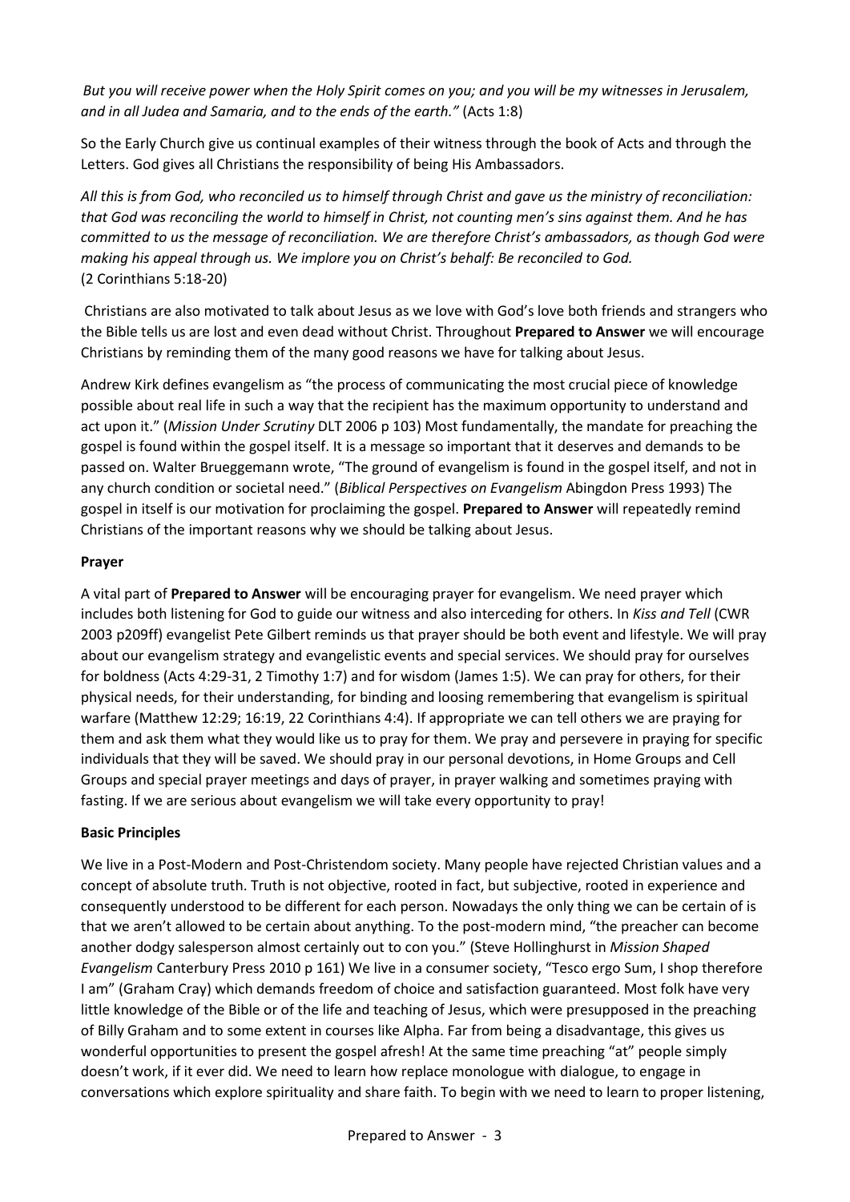*But you will receive power when the Holy Spirit comes on you; and you will be my witnesses in Jerusalem, and in all Judea and Samaria, and to the ends of the earth."* (Acts 1:8)

So the Early Church give us continual examples of their witness through the book of Acts and through the Letters. God gives all Christians the responsibility of being His Ambassadors.

*All this is from God, who reconciled us to himself through Christ and gave us the ministry of reconciliation: that God was reconciling the world to himself in Christ, not counting men's sins against them. And he has committed to us the message of reconciliation. We are therefore Christ's ambassadors, as though God were making his appeal through us. We implore you on Christ's behalf: Be reconciled to God.* (2 Corinthians 5:18-20)

Christians are also motivated to talk about Jesus as we love with God's love both friends and strangers who the Bible tells us are lost and even dead without Christ. Throughout **Prepared to Answer** we will encourage Christians by reminding them of the many good reasons we have for talking about Jesus.

Andrew Kirk defines evangelism as "the process of communicating the most crucial piece of knowledge possible about real life in such a way that the recipient has the maximum opportunity to understand and act upon it." (*Mission Under Scrutiny* DLT 2006 p 103) Most fundamentally, the mandate for preaching the gospel is found within the gospel itself. It is a message so important that it deserves and demands to be passed on. Walter Brueggemann wrote, "The ground of evangelism is found in the gospel itself, and not in any church condition or societal need." (*Biblical Perspectives on Evangelism* Abingdon Press 1993) The gospel in itself is our motivation for proclaiming the gospel. **Prepared to Answer** will repeatedly remind Christians of the important reasons why we should be talking about Jesus.

**Prayer**

A vital part of **Prepared to Answer** will be encouraging prayer for evangelism. We need prayer which includes both listening for God to guide our witness and also interceding for others. In *Kiss and Tell* (CWR 2003 p209ff) evangelist Pete Gilbert reminds us that prayer should be both event and lifestyle. We will pray about our evangelism strategy and evangelistic events and special services. We should pray for ourselves for boldness (Acts 4:29-31, 2 Timothy 1:7) and for wisdom (James 1:5). We can pray for others, for their physical needs, for their understanding, for binding and loosing remembering that evangelism is spiritual warfare (Matthew 12:29; 16:19, 22 Corinthians 4:4). If appropriate we can tell others we are praying for them and ask them what they would like us to pray for them. We pray and persevere in praying for specific individuals that they will be saved. We should pray in our personal devotions, in Home Groups and Cell Groups and special prayer meetings and days of prayer, in prayer walking and sometimes praying with fasting. If we are serious about evangelism we will take every opportunity to pray!

**Basic Principles**

We live in a Post-Modern and Post-Christendom society. Many people have rejected Christian values and a concept of absolute truth. Truth is not objective, rooted in fact, but subjective, rooted in experience and consequently understood to be different for each person. Nowadays the only thing we can be certain of is that we aren't allowed to be certain about anything. To the post-modern mind, "the preacher can become another dodgy salesperson almost certainly out to con you." (Steve Hollinghurst in *Mission Shaped Evangelism* Canterbury Press 2010 p 161) We live in a consumer society, "Tesco ergo Sum, I shop therefore I am" (Graham Cray) which demands freedom of choice and satisfaction guaranteed. Most folk have very little knowledge of the Bible or of the life and teaching of Jesus, which were presupposed in the preaching of Billy Graham and to some extent in courses like Alpha. Far from being a disadvantage, this gives us wonderful opportunities to present the gospel afresh! At the same time preaching "at" people simply doesn't work, if it ever did. We need to learn how replace monologue with dialogue, to engage in conversations which explore spirituality and share faith. To begin with we need to learn to proper listening,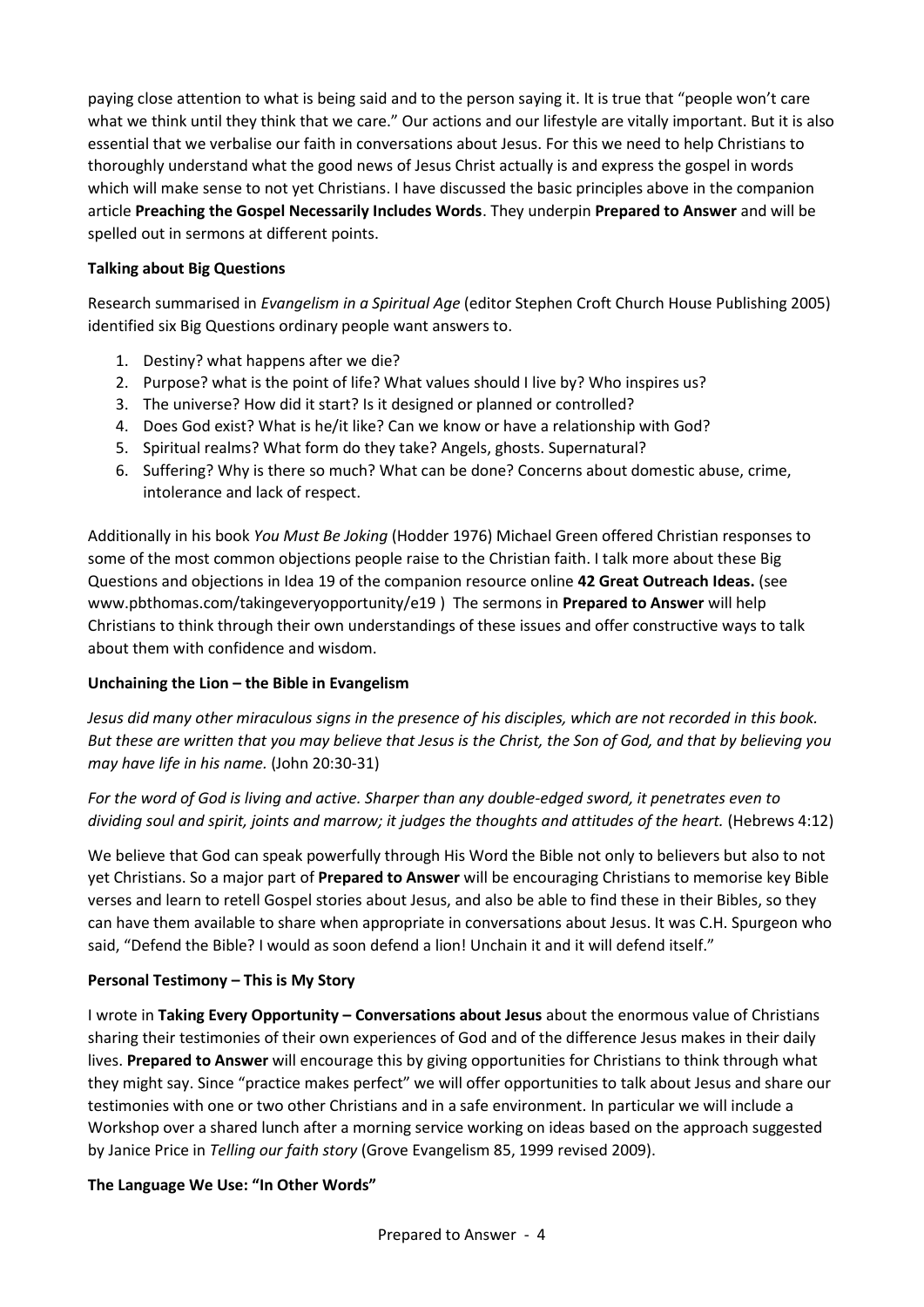paying close attention to what is being said and to the person saying it. It is true that "people won't care what we think until they think that we care." Our actions and our lifestyle are vitally important. But it is also essential that we verbalise our faith in conversations about Jesus. For this we need to help Christians to thoroughly understand what the good news of Jesus Christ actually is and express the gospel in words which will make sense to not yet Christians. I have discussed the basic principles above in the companion article **Preaching the Gospel Necessarily Includes Words**. They underpin **Prepared to Answer** and will be spelled out in sermons at different points.

**Talking about Big Questions**

Research summarised in *Evangelism in a Spiritual Age* (editor Stephen Croft Church House Publishing 2005) identified six Big Questions ordinary people want answers to.

1. Destiny? what happens after we die?
2. Purpose? what is the point of life? What values should I live by? Who inspires us?
3. The universe? How did it start? Is it designed or planned or controlled?
4. Does God exist? What is he/it like? Can we know or have a relationship with God?
5. Spiritual realms? What form do they take? Angels, ghosts. Supernatural?
6. Suffering? Why is there so much? What can be done? Concerns about domestic abuse, crime, intolerance and lack of respect.

Additionally in his book *You Must Be Joking* (Hodder 1976) Michael Green offered Christian responses to some of the most common objections people raise to the Christian faith. I talk more about these Big Questions and objections in Idea 19 of the companion resource online **42 Great Outreach Ideas.** (see www.pbthomas.com/takingeveryopportunity/e19 ) The sermons in **Prepared to Answer** will help Christians to think through their own understandings of these issues and offer constructive ways to talk about them with confidence and wisdom.

**Unchaining the Lion – the Bible in Evangelism**

*Jesus did many other miraculous signs in the presence of his disciples, which are not recorded in this book. But these are written that you may believe that Jesus is the Christ, the Son of God, and that by believing you may have life in his name.* (John 20:30-31)

*For the word of God is living and active. Sharper than any double-edged sword, it penetrates even to dividing soul and spirit, joints and marrow; it judges the thoughts and attitudes of the heart.* (Hebrews 4:12)

We believe that God can speak powerfully through His Word the Bible not only to believers but also to not yet Christians. So a major part of **Prepared to Answer** will be encouraging Christians to memorise key Bible verses and learn to retell Gospel stories about Jesus, and also be able to find these in their Bibles, so they can have them available to share when appropriate in conversations about Jesus. It was C.H. Spurgeon who said, "Defend the Bible? I would as soon defend a lion! Unchain it and it will defend itself."

**Personal Testimony – This is My Story**

I wrote in **Taking Every Opportunity – Conversations about Jesus** about the enormous value of Christians sharing their testimonies of their own experiences of God and of the difference Jesus makes in their daily lives. **Prepared to Answer** will encourage this by giving opportunities for Christians to think through what they might say. Since "practice makes perfect" we will offer opportunities to talk about Jesus and share our testimonies with one or two other Christians and in a safe environment. In particular we will include a Workshop over a shared lunch after a morning service working on ideas based on the approach suggested by Janice Price in *Telling our faith story* (Grove Evangelism 85, 1999 revised 2009).

**The Language We Use: "In Other Words"**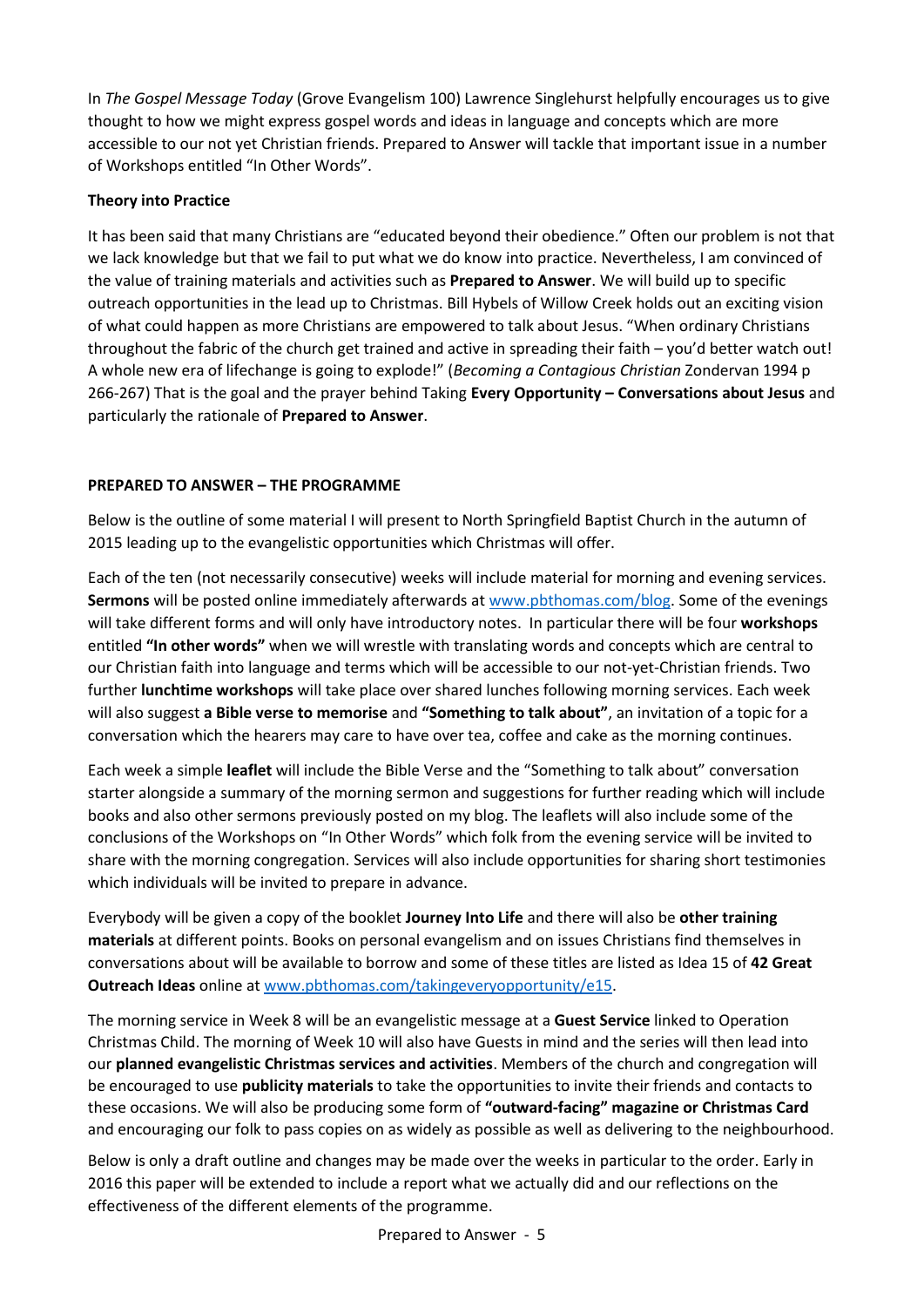In *The Gospel Message Today* (Grove Evangelism 100) Lawrence Singlehurst helpfully encourages us to give thought to how we might express gospel words and ideas in language and concepts which are more accessible to our not yet Christian friends. Prepared to Answer will tackle that important issue in a number of Workshops entitled "In Other Words".

**Theory into Practice**

It has been said that many Christians are "educated beyond their obedience." Often our problem is not that we lack knowledge but that we fail to put what we do know into practice. Nevertheless, I am convinced of the value of training materials and activities such as **Prepared to Answer**. We will build up to specific outreach opportunities in the lead up to Christmas. Bill Hybels of Willow Creek holds out an exciting vision of what could happen as more Christians are empowered to talk about Jesus. "When ordinary Christians throughout the fabric of the church get trained and active in spreading their faith – you'd better watch out! A whole new era of lifechange is going to explode!" (*Becoming a Contagious Christian* Zondervan 1994 p 266-267) That is the goal and the prayer behind Taking **Every Opportunity – Conversations about Jesus** and particularly the rationale of **Prepared to Answer**.

**PREPARED TO ANSWER – THE PROGRAMME**

Below is the outline of some material I will present to North Springfield Baptist Church in the autumn of 2015 leading up to the evangelistic opportunities which Christmas will offer.

Each of the ten (not necessarily consecutive) weeks will include material for morning and evening services. **Sermons** will be posted online immediately afterwards at www.pbthomas.com/blog. Some of the evenings will take different forms and will only have introductory notes. In particular there will be four **workshops** entitled **"In other words"** when we will wrestle with translating words and concepts which are central to our Christian faith into language and terms which will be accessible to our not-yet-Christian friends. Two further **lunchtime workshops** will take place over shared lunches following morning services. Each week will also suggest **a Bible verse to memorise** and **"Something to talk about"**, an invitation of a topic for a conversation which the hearers may care to have over tea, coffee and cake as the morning continues.

Each week a simple **leaflet** will include the Bible Verse and the "Something to talk about" conversation starter alongside a summary of the morning sermon and suggestions for further reading which will include books and also other sermons previously posted on my blog. The leaflets will also include some of the conclusions of the Workshops on "In Other Words" which folk from the evening service will be invited to share with the morning congregation. Services will also include opportunities for sharing short testimonies which individuals will be invited to prepare in advance.

Everybody will be given a copy of the booklet **Journey Into Life** and there will also be **other training materials** at different points. Books on personal evangelism and on issues Christians find themselves in conversations about will be available to borrow and some of these titles are listed as Idea 15 of **42 Great Outreach Ideas** online at www.pbthomas.com/takingeveryopportunity/e15.

The morning service in Week 8 will be an evangelistic message at a **Guest Service** linked to Operation Christmas Child. The morning of Week 10 will also have Guests in mind and the series will then lead into our **planned evangelistic Christmas services and activities**. Members of the church and congregation will be encouraged to use **publicity materials** to take the opportunities to invite their friends and contacts to these occasions. We will also be producing some form of **"outward-facing" magazine or Christmas Card** and encouraging our folk to pass copies on as widely as possible as well as delivering to the neighbourhood.

Below is only a draft outline and changes may be made over the weeks in particular to the order. Early in 2016 this paper will be extended to include a report what we actually did and our reflections on the effectiveness of the different elements of the programme.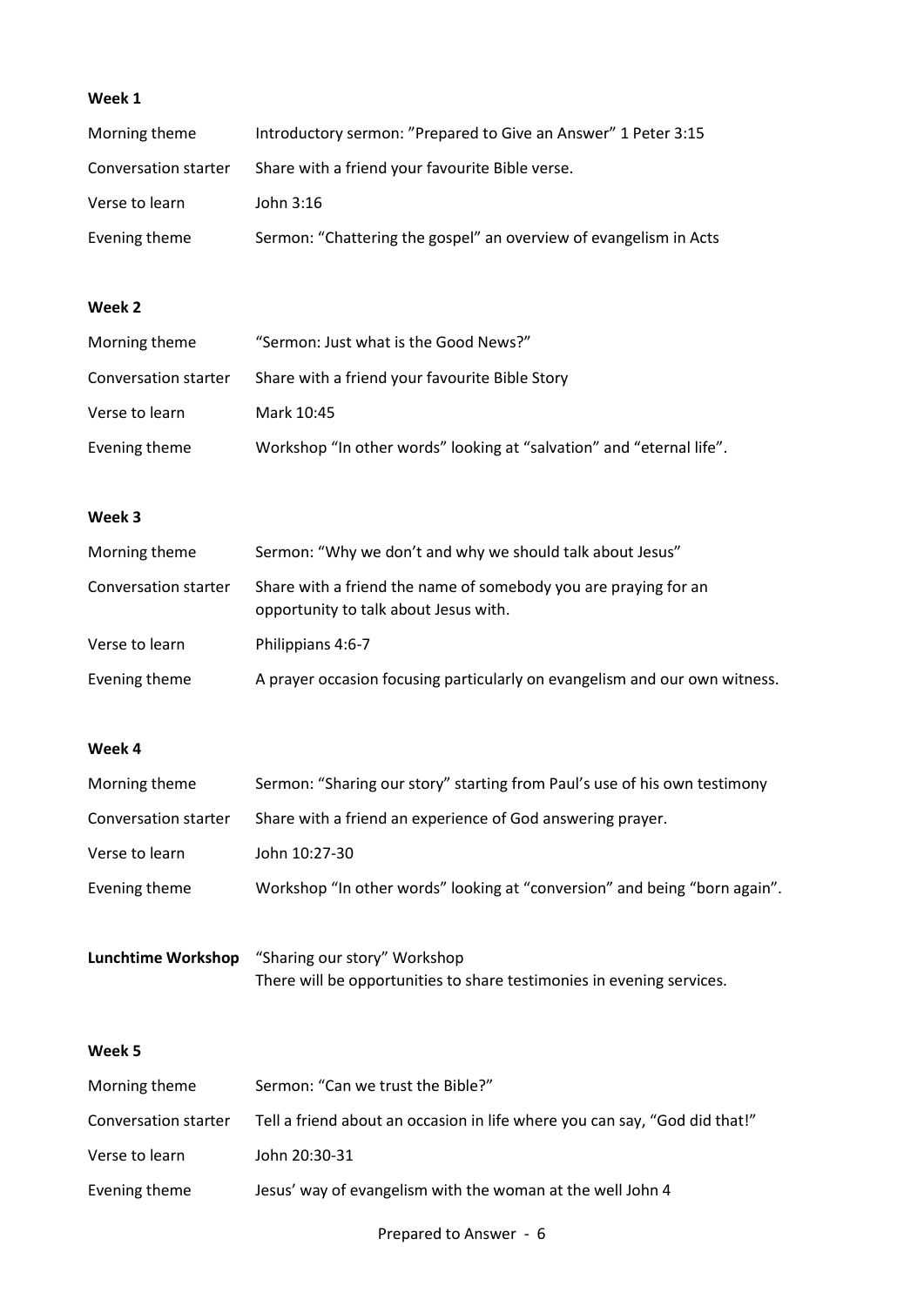**Week 1**

| | |
|---|---|
| Morning theme | Introductory sermon: "Prepared to Give an Answer" 1 Peter 3:15 |
| Conversation starter | Share with a friend your favourite Bible verse. |
| Verse to learn | John 3:16 |
| Evening theme | Sermon: "Chattering the gospel" an overview of evangelism in Acts |

**Week 2**

| | |
|---|---|
| Morning theme | "Sermon: Just what is the Good News?" |
| Conversation starter | Share with a friend your favourite Bible Story |
| Verse to learn | Mark 10:45 |
| Evening theme | Workshop "In other words" looking at "salvation" and "eternal life". |

**Week 3**

| | |
|---|---|
| Morning theme | Sermon: "Why we don't and why we should talk about Jesus" |
| Conversation starter | Share with a friend the name of somebody you are praying for an opportunity to talk about Jesus with. |
| Verse to learn | Philippians 4:6-7 |
| Evening theme | A prayer occasion focusing particularly on evangelism and our own witness. |

**Week 4**

| | |
|---|---|
| Morning theme | Sermon: "Sharing our story" starting from Paul's use of his own testimony |
| Conversation starter | Share with a friend an experience of God answering prayer. |
| Verse to learn | John 10:27-30 |
| Evening theme | Workshop "In other words" looking at "conversion" and being "born again". |

**Lunchtime Workshop** "Sharing our story" Workshop
There will be opportunities to share testimonies in evening services.

**Week 5**

| | |
|---|---|
| Morning theme | Sermon: "Can we trust the Bible?" |
| Conversation starter | Tell a friend about an occasion in life where you can say, "God did that!" |
| Verse to learn | John 20:30-31 |
| Evening theme | Jesus' way of evangelism with the woman at the well John 4 |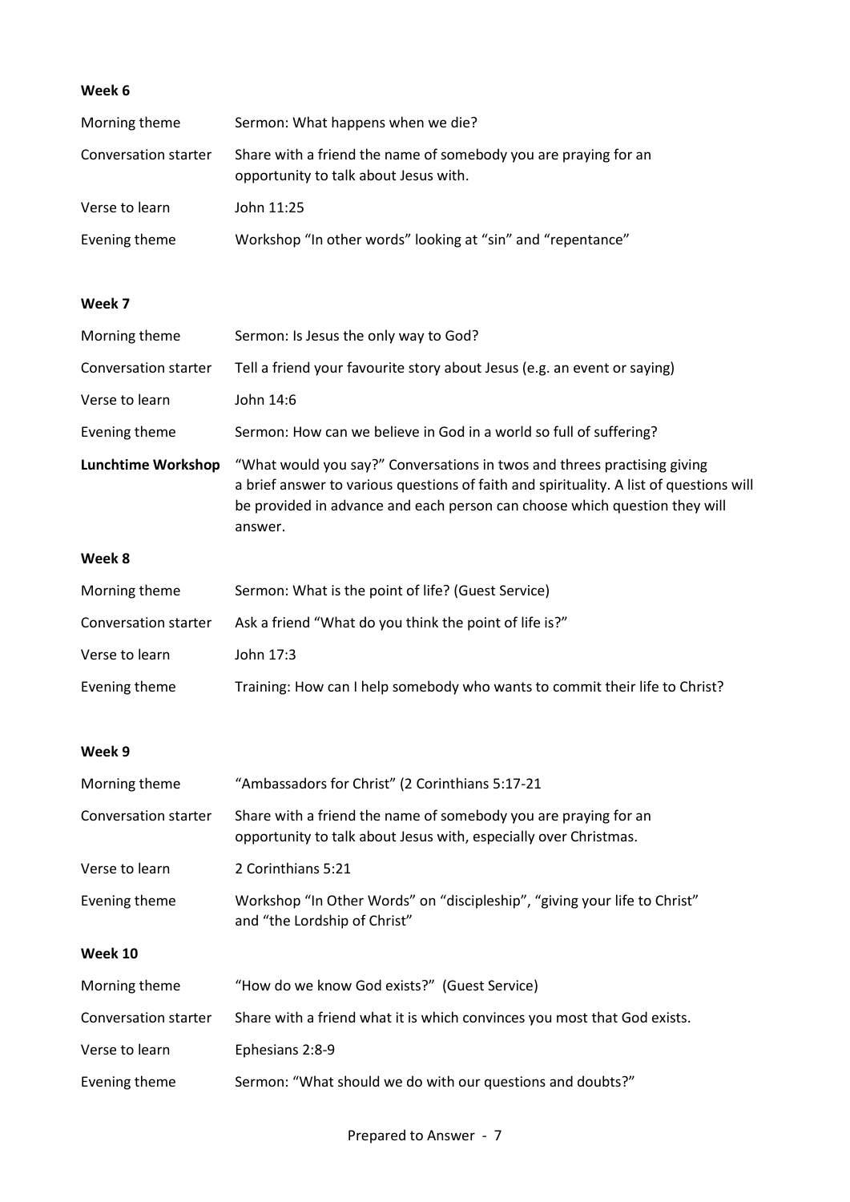**Week 6**

| | |
|---|---|
| Morning theme | Sermon: What happens when we die? |
| Conversation starter | Share with a friend the name of somebody you are praying for an opportunity to talk about Jesus with. |
| Verse to learn | John 11:25 |
| Evening theme | Workshop "In other words" looking at "sin" and "repentance" |

**Week 7**

| | |
|---|---|
| Morning theme | Sermon: Is Jesus the only way to God? |
| Conversation starter | Tell a friend your favourite story about Jesus (e.g. an event or saying) |
| Verse to learn | John 14:6 |
| Evening theme | Sermon: How can we believe in God in a world so full of suffering? |
| **Lunchtime Workshop** | "What would you say?" Conversations in twos and threes practising giving a brief answer to various questions of faith and spirituality. A list of questions will be provided in advance and each person can choose which question they will answer. |

**Week 8**

| | |
|---|---|
| Morning theme | Sermon: What is the point of life? (Guest Service) |
| Conversation starter | Ask a friend "What do you think the point of life is?" |
| Verse to learn | John 17:3 |
| Evening theme | Training: How can I help somebody who wants to commit their life to Christ? |

**Week 9**

| | |
|---|---|
| Morning theme | "Ambassadors for Christ" (2 Corinthians 5:17-21 |
| Conversation starter | Share with a friend the name of somebody you are praying for an opportunity to talk about Jesus with, especially over Christmas. |
| Verse to learn | 2 Corinthians 5:21 |
| Evening theme | Workshop "In Other Words" on "discipleship", "giving your life to Christ" and "the Lordship of Christ" |

**Week 10**

| | |
|---|---|
| Morning theme | "How do we know God exists?" (Guest Service) |
| Conversation starter | Share with a friend what it is which convinces you most that God exists. |
| Verse to learn | Ephesians 2:8-9 |
| Evening theme | Sermon: "What should we do with our questions and doubts?" |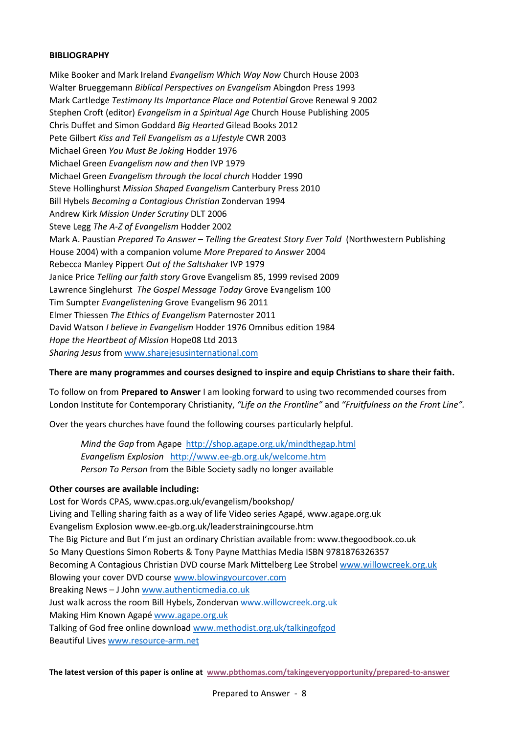**BIBLIOGRAPHY**

Mike Booker and Mark Ireland *Evangelism Which Way Now* Church House 2003
Walter Brueggemann *Biblical Perspectives on Evangelism* Abingdon Press 1993
Mark Cartledge *Testimony Its Importance Place and Potential* Grove Renewal 9 2002
Stephen Croft (editor) *Evangelism in a Spiritual Age* Church House Publishing 2005
Chris Duffet and Simon Goddard *Big Hearted* Gilead Books 2012
Pete Gilbert *Kiss and Tell Evangelism as a Lifestyle* CWR 2003
Michael Green *You Must Be Joking* Hodder 1976
Michael Green *Evangelism now and then* IVP 1979
Michael Green *Evangelism through the local church* Hodder 1990
Steve Hollinghurst *Mission Shaped Evangelism* Canterbury Press 2010
Bill Hybels *Becoming a Contagious Christian* Zondervan 1994
Andrew Kirk *Mission Under Scrutiny* DLT 2006
Steve Legg *The A-Z of Evangelism* Hodder 2002
Mark A. Paustian *Prepared To Answer – Telling the Greatest Story Ever Told* (Northwestern Publishing House 2004) with a companion volume *More Prepared to Answer* 2004
Rebecca Manley Pippert *Out of the Saltshaker* IVP 1979
Janice Price *Telling our faith story* Grove Evangelism 85, 1999 revised 2009
Lawrence Singlehurst *The Gospel Message Today* Grove Evangelism 100
Tim Sumpter *Evangelistening* Grove Evangelism 96 2011
Elmer Thiessen *The Ethics of Evangelism* Paternoster 2011
David Watson *I believe in Evangelism* Hodder 1976 Omnibus edition 1984
*Hope the Heartbeat of Mission* Hope08 Ltd 2013
*Sharing Jesus* from www.sharejesusinternational.com

**There are many programmes and courses designed to inspire and equip Christians to share their faith.**

To follow on from **Prepared to Answer** I am looking forward to using two recommended courses from London Institute for Contemporary Christianity, *"Life on the Frontline"* and *"Fruitfulness on the Front Line".*

Over the years churches have found the following courses particularly helpful.

> *Mind the Gap* from Agape http://shop.agape.org.uk/mindthegap.html
> *Evangelism Explosion* http://www.ee-gb.org.uk/welcome.htm
> *Person To Person* from the Bible Society sadly no longer available

**Other courses are available including:**

Lost for Words CPAS, www.cpas.org.uk/evangelism/bookshop/
Living and Telling sharing faith as a way of life Video series Agapé, www.agape.org.uk
Evangelism Explosion www.ee-gb.org.uk/leaderstrainingcourse.htm
The Big Picture and But I'm just an ordinary Christian available from: www.thegoodbook.co.uk
So Many Questions Simon Roberts & Tony Payne Matthias Media ISBN 9781876326357
Becoming A Contagious Christian DVD course Mark Mittelberg Lee Strobel www.willowcreek.org.uk
Blowing your cover DVD course www.blowingyourcover.com
Breaking News – J John www.authenticmedia.co.uk
Just walk across the room Bill Hybels, Zondervan www.willowcreek.org.uk
Making Him Known Agapé www.agape.org.uk
Talking of God free online download www.methodist.org.uk/talkingofgod
Beautiful Lives www.resource-arm.net

**The latest version of this paper is online at www.pbthomas.com/takingeveryopportunity/prepared-to-answer**